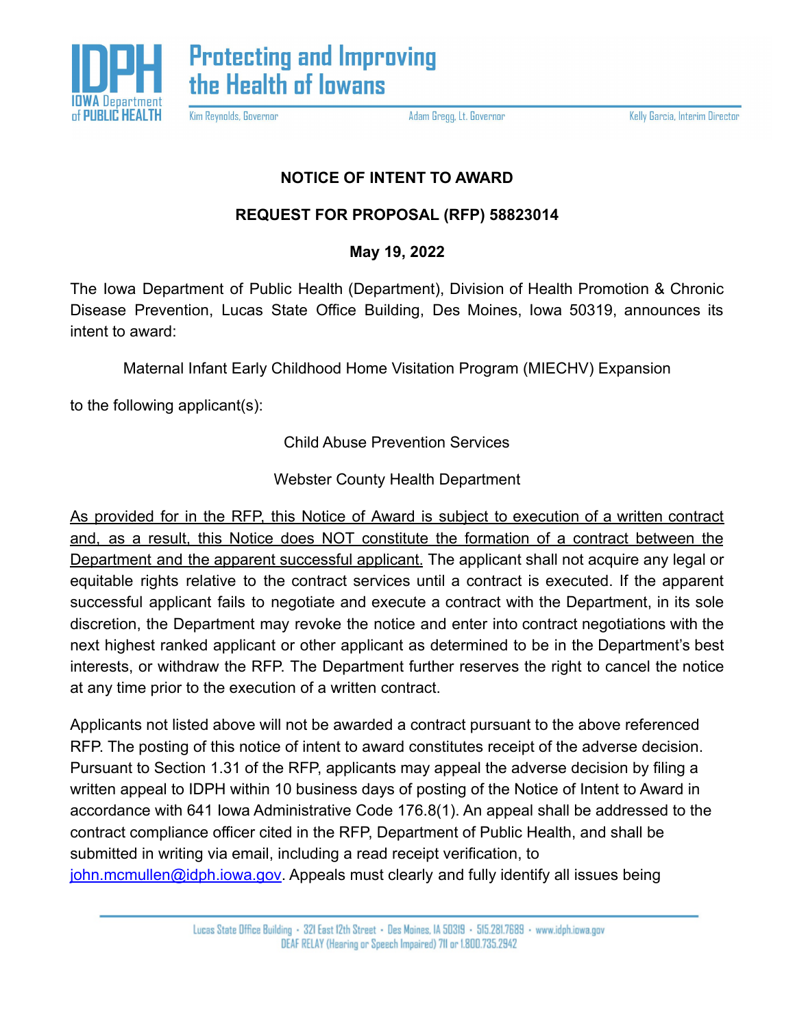**IDPH** IOWA Department of PUBLIC HEALTH

**Protecting and Improving the Health of Iowans**

Kim Reynolds, Governor | Adam Gregg, Lt. Governor | Kelly Garcia, Interim Director

**NOTICE OF INTENT TO AWARD**

**REQUEST FOR PROPOSAL (RFP) 58823014**

**May 19, 2022**

The Iowa Department of Public Health (Department), Division of Health Promotion & Chronic Disease Prevention, Lucas State Office Building, Des Moines, Iowa 50319, announces its intent to award:

Maternal Infant Early Childhood Home Visitation Program (MIECHV) Expansion

to the following applicant(s):

Child Abuse Prevention Services

Webster County Health Department

<u>As provided for in the RFP, this Notice of Award is subject to execution of a written contract and, as a result, this Notice does NOT constitute the formation of a contract between the Department and the apparent successful applicant.</u> The applicant shall not acquire any legal or equitable rights relative to the contract services until a contract is executed. If the apparent successful applicant fails to negotiate and execute a contract with the Department, in its sole discretion, the Department may revoke the notice and enter into contract negotiations with the next highest ranked applicant or other applicant as determined to be in the Department's best interests, or withdraw the RFP. The Department further reserves the right to cancel the notice at any time prior to the execution of a written contract.

Applicants not listed above will not be awarded a contract pursuant to the above referenced RFP. The posting of this notice of intent to award constitutes receipt of the adverse decision. Pursuant to Section 1.31 of the RFP, applicants may appeal the adverse decision by filing a written appeal to IDPH within 10 business days of posting of the Notice of Intent to Award in accordance with 641 Iowa Administrative Code 176.8(1). An appeal shall be addressed to the contract compliance officer cited in the RFP, Department of Public Health, and shall be submitted in writing via email, including a read receipt verification, to john.mcmullen@idph.iowa.gov. Appeals must clearly and fully identify all issues being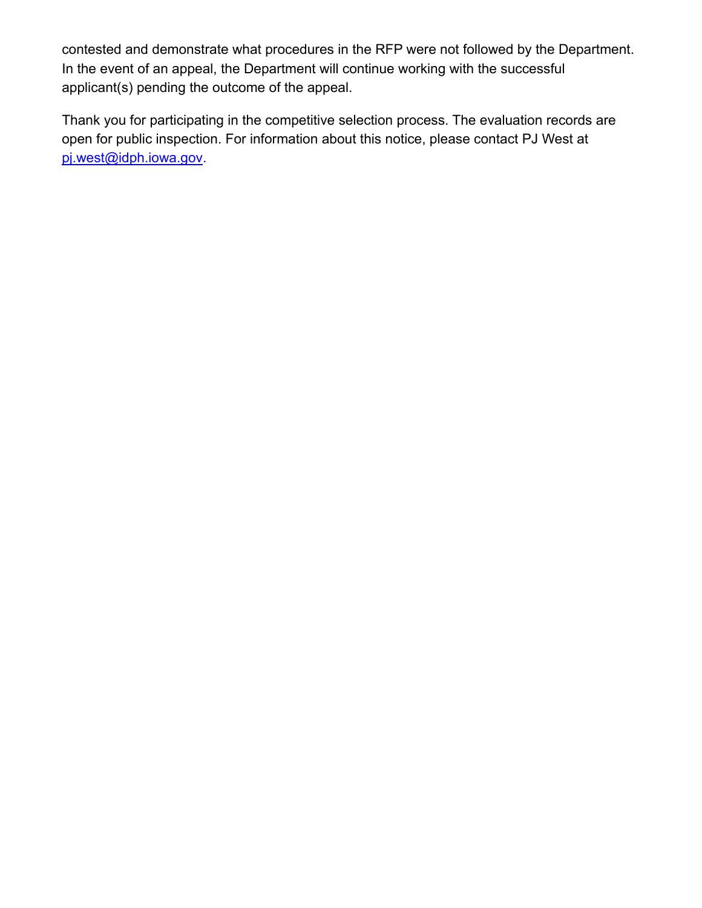contested and demonstrate what procedures in the RFP were not followed by the Department. In the event of an appeal, the Department will continue working with the successful applicant(s) pending the outcome of the appeal.

Thank you for participating in the competitive selection process. The evaluation records are open for public inspection. For information about this notice, please contact PJ West at pj.west@idph.iowa.gov.